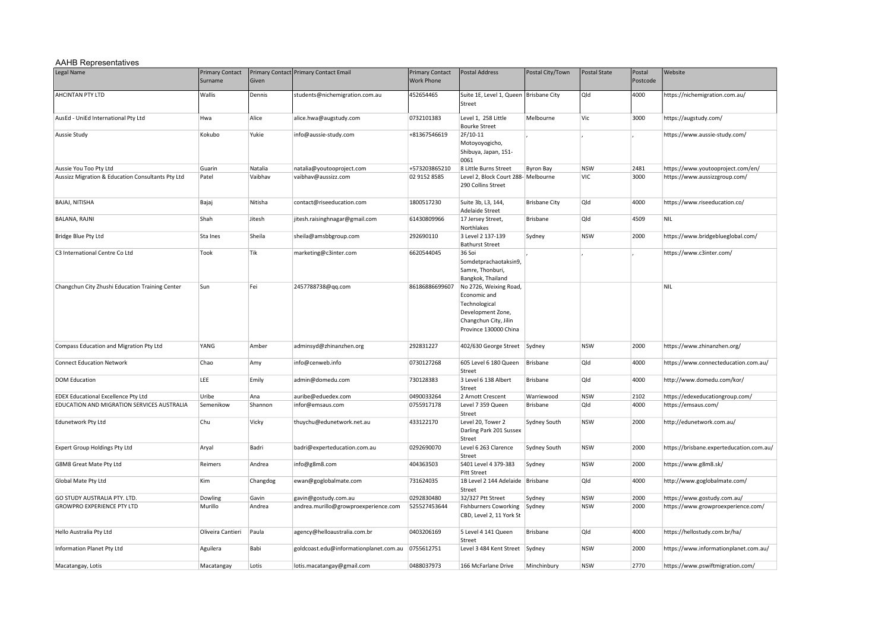## AAHB Representatives

| Legal Name | Primary Contact Surname | Primary Contact Given | Primary Contact Email | Primary Contact Work Phone | Postal Address | Postal City/Town | Postal State | Postal Postcode | Website |
|---|---|---|---|---|---|---|---|---|---|
| AHCINTAN PTY LTD | Wallis | Dennis | students@nichemigration.com.au | 452654465 | Suite 1E, Level 1, Queen Street | Brisbane City | Qld | 4000 | https://nichemigration.com.au/ |
| AusEd - UniEd International Pty Ltd | Hwa | Alice | alice.hwa@augstudy.com | 0732101383 | Level 1, 258 Little Bourke Street | Melbourne | Vic | 3000 | https://augstudy.com/ |
| Aussie Study | Kokubo | Yukie | info@aussie-study.com | +81367546619 | 2F/10-11 Motoyoyogicho, Shibuya, Japan, 151-0061 | , | , | , | https://www.aussie-study.com/ |
| Aussie You Too Pty Ltd | Guarin | Natalia | natalia@youtooproject.com | +573203865210 | 8 Little Burns Street | Byron Bay | NSW | 2481 | https://www.youtooproject.com/en/ |
| Aussizz Migration & Education Consultants Pty Ltd | Patel | Vaibhav | vaibhav@aussizz.com | 02 9152 8585 | Level 2, Block Court 288-290 Collins Street | Melbourne | VIC | 3000 | https://www.aussizzgroup.com/ |
| BAJAJ, NITISHA | Bajaj | Nitisha | contact@riseeducation.com | 1800517230 | Suite 3b, L3, 144, Adelaide Street | Brisbane City | Qld | 4000 | https://www.riseeducation.co/ |
| BALANA, RAJNI | Shah | Jitesh | jitesh.raisinghnagar@gmail.com | 61430809966 | 17 Jersey Street, Northlakes | Brisbane | Qld | 4509 | NIL |
| Bridge Blue Pty Ltd | Sta Ines | Sheila | sheila@amsbbgroup.com | 292690110 | 3 Level 2 137-139 Bathurst Street | Sydney | NSW | 2000 | https://www.bridgeblueglobal.com/ |
| C3 International Centre Co Ltd | Took | Tik | marketing@c3inter.com | 6620544045 | 36 Soi Somdetprachaotaksin9, Samre, Thonburi, Bangkok, Thailand | , | , | , | https://www.c3inter.com/ |
| Changchun City Zhushi Education Training Center | Sun | Fei | 2457788738@qq.com | 86186886699607 | No 2726, Weixing Road, Economic and Technological Development Zone, Changchun City, Jilin Province 130000 China | | | | NIL |
| Compass Education and Migration Pty Ltd | YANG | Amber | adminsyd@zhinanzhen.org | 292831227 | 402/630 George Street | Sydney | NSW | 2000 | https://www.zhinanzhen.org/ |
| Connect Education Network | Chao | Amy | info@cenweb.info | 0730127268 | 605 Level 6 180 Queen Street | Brisbane | Qld | 4000 | https://www.connecteducation.com.au/ |
| DOM Education | LEE | Emily | admin@domedu.com | 730128383 | 3 Level 6 138 Albert Street | Brisbane | Qld | 4000 | http://www.domedu.com/kor/ |
| EDEX Educational Excellence Pty Ltd | Uribe | Ana | auribe@eduedex.com | 0490033264 | 2 Arnott Crescent | Warriewood | NSW | 2102 | https://edexeducationgroup.com/ |
| EDUCATION AND MIGRATION SERVICES AUSTRALIA | Semenikow | Shannon | infor@emsaus.com | 0755917178 | Level 7 359 Queen Street | Brisbane | Qld | 4000 | https://emsaus.com/ |
| Edunetwork Pty Ltd | Chu | Vicky | thuychu@edunetwork.net.au | 433122170 | Level 20, Tower 2 Darling Park 201 Sussex Street | Sydney South | NSW | 2000 | http://edunetwork.com.au/ |
| Expert Group Holdings Pty Ltd | Aryal | Badri | badri@experteducation.com.au | 0292690070 | Level 6 263 Clarence Street | Sydney South | NSW | 2000 | https://brisbane.experteducation.com.au/ |
| G8M8 Great Mate Pty Ltd | Reimers | Andrea | info@g8m8.com | 404363503 | S401 Level 4 379-383 Pitt Street | Sydney | NSW | 2000 | https://www.g8m8.sk/ |
| Global Mate Pty Ltd | Kim | Changdog | ewan@goglobalmate.com | 731624035 | 1B Level 2 144 Adelaide Street | Brisbane | Qld | 4000 | http://www.goglobalmate.com/ |
| GO STUDY AUSTRALIA PTY. LTD. | Dowling | Gavin | gavin@gostudy.com.au | 0292830480 | 32/327 Ptt Street | Sydney | NSW | 2000 | https://www.gostudy.com.au/ |
| GROWPRO EXPERIENCE PTY LTD | Murillo | Andrea | andrea.murillo@growproexperience.com | 525527453644 | Fishburners Coworking CBD, Level 2, 11 York St | Sydney | NSW | 2000 | https://www.growproexperience.com/ |
| Hello Australia Pty Ltd | Oliveira Cantieri | Paula | agency@helloaustralia.com.br | 0403206169 | 5 Level 4 141 Queen Street | Brisbane | Qld | 4000 | https://hellostudy.com.br/ha/ |
| Information Planet Pty Ltd | Aguilera | Babi | goldcoast.edu@informationplanet.com.au | 0755612751 | Level 3 484 Kent Street | Sydney | NSW | 2000 | https://www.informationplanet.com.au/ |
| Macatangay, Lotis | Macatangay | Lotis | lotis.macatangay@gmail.com | 0488037973 | 166 McFarlane Drive | Minchinbury | NSW | 2770 | https://www.pswiftmigration.com/ |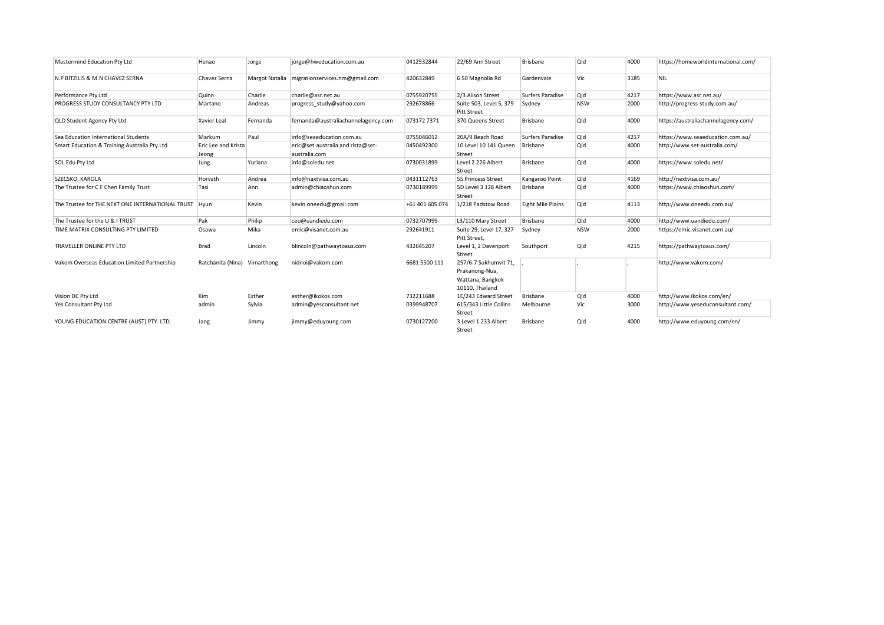| | | | | | | | | | |
|---|---|---|---|---|---|---|---|---|---|
| Mastermind Education Pty Ltd | Henao | Jorge | jorge@hweducation.com.au | 0412532844 | 22/69 Ann Street | Brisbane | Qld | 4000 | https://homeworldinternational.com/ |
| N.P BITZILIS & M.N CHAVEZ SERNA | Chavez Serna | Margot Natalia | migrationservices.nm@gmail.com | 420632849 | 6 50 Magnolia Rd | Gardenvale | Vic | 3185 | NIL |
| Performance Pty Ltd | Quinn | Charlie | charlie@asr.net.au | 0755920755 | 2/3 Alison Street | Surfers Paradise | Qld | 4217 | https://www.asr.net.au/ |
| PROGRESS STUDY CONSULTANCY PTY LTD | Martano | Andreas | progress_study@yahoo.com | 292678866 | Suite 503, Level 5, 379 Pitt Street | Sydney | NSW | 2000 | http://progress-study.com.au/ |
| QLD Student Agency Pty Ltd | Xavier Leal | Fernanda | fernanda@australiachannelagency.com | 073172 7371 | 370 Queens Street | Brisbane | Qld | 4000 | https://australiachannelagency.com/ |
| Sea Education International Students | Markum | Paul | info@seaeducation.com.au | 0755046012 | 20A/9 Beach Road | Surfers Paradise | Qld | 4217 | https://www.seaeducation.com.au/ |
| Smart Education & Training Australia Pty Ltd | Eric Lee and Krista Jeong | | eric@set-australia and rista@set-australia.com | 0450492300 | 10 Level 10 141 Queen Street | Brisbane | Qld | 4000 | http://www.set-australia.com/ |
| SOL Edu Pty Ltd | Jung | Yuriana | info@soledu.net | 0730031899 | Level 2 226 Albert Street | Brisbane | Qld | 4000 | https://www.soledu.net/ |
| SZECSKO, KAROLA | Horvath | Andrea | info@naxtvisa.com.au | 0431112763 | 55 Princess Street | Kangaroo Point | Qld | 4169 | http://nextvisa.com.au/ |
| The Trustee for C F Chen Family Trust | Tasi | Ann | admin@chiaoshun.com | 0730189999 | 5D Level 3 128 Albert Street | Brisbane | Qld | 4000 | https://www.chiaoshun.com/ |
| The Trustee for THE NEXT ONE INTERNATIONAL TRUST | Hyun | Kevin | kevin.oneedu@gmail.com | +61 401 605 074 | 1/218 Padstow Road | Eight Mile Plains | Qld | 4113 | http://www.oneedu.com.au/ |
| The Trustee for the U & I TRUST | Pak | Philip | ceo@uandiedu.com | 0732707999 | L3/110 Mary Street | Brisbane | Qld | 4000 | http://www.uandiedu.com/ |
| TIME MATRIX CONSULTING PTY LIMITED | Osawa | Mika | emic@visanet.com.au | 292641911 | Suite 29, Level 17, 327 Pitt Street, | Sydney | NSW | 2000 | https://emic.visanet.com.au/ |
| TRAVELLER ONLINE PTY LTD | Brad | Lincoln | blincoln@pathwaytoaus.com | 432645207 | Level 1, 2 Davenport Street | Southport | Qld | 4215 | https://pathwaytoaus.com/ |
| Vakom Overseas Education Limited Partnership | Ratchanita (Nina) | Vimarthong | nidnoi@vakom.com | 6681 5500 111 | 257/6-7 Sukhumvit 71, Prakanong-Nua, Wattana, Bangkok 10110, Thailand | , | , | , | http://www.vakom.com/ |
| Vision DC Pty Ltd | Kim | Esther | esther@ikokos.com | 732211688 | 1E/243 Edward Street | Brisbane | Qld | 4000 | http://www.ikokos.com/en/ |
| Yes Consultant Pty Ltd | admin | Sylvia | admin@yesconsultant.net | 0399948707 | 615/343 Little Collins Street | Melbourne | Vic | 3000 | http://www.yeseduconsultant.com/ |
| YOUNG EDUCATION CENTRE (AUST) PTY. LTD. | Jang | Jimmy | jimmy@eduyoung.com | 0730127200 | 3 Level 1 233 Albert Street | Brisbane | Qld | 4000 | http://www.eduyoung.com/en/ |